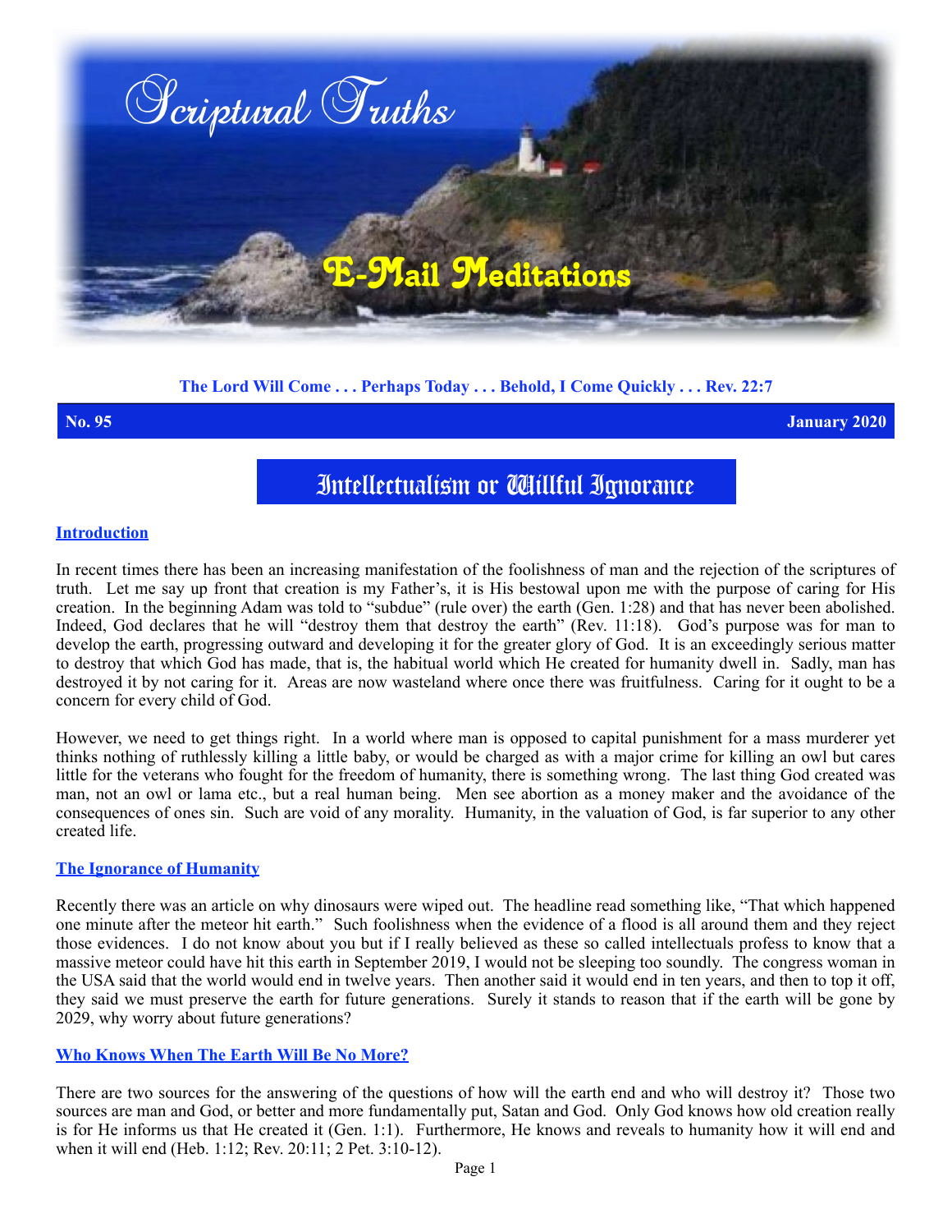# Scriptural Truths

## E-Mail Meditations

**The Lord Will Come . . . Perhaps Today . . . Behold, I Come Quickly . . . Rev. 22:7**

**No. 95** **January 2020**

# Intellectualism or Willful Ignorance

### Introduction

In recent times there has been an increasing manifestation of the foolishness of man and the rejection of the scriptures of truth. Let me say up front that creation is my Father's, it is His bestowal upon me with the purpose of caring for His creation. In the beginning Adam was told to "subdue" (rule over) the earth (Gen. 1:28) and that has never been abolished. Indeed, God declares that he will "destroy them that destroy the earth" (Rev. 11:18). God's purpose was for man to develop the earth, progressing outward and developing it for the greater glory of God. It is an exceedingly serious matter to destroy that which God has made, that is, the habitual world which He created for humanity dwell in. Sadly, man has destroyed it by not caring for it. Areas are now wasteland where once there was fruitfulness. Caring for it ought to be a concern for every child of God.

However, we need to get things right. In a world where man is opposed to capital punishment for a mass murderer yet thinks nothing of ruthlessly killing a little baby, or would be charged as with a major crime for killing an owl but cares little for the veterans who fought for the freedom of humanity, there is something wrong. The last thing God created was man, not an owl or lama etc., but a real human being. Men see abortion as a money maker and the avoidance of the consequences of ones sin. Such are void of any morality. Humanity, in the valuation of God, is far superior to any other created life.

### The Ignorance of Humanity

Recently there was an article on why dinosaurs were wiped out. The headline read something like, "That which happened one minute after the meteor hit earth." Such foolishness when the evidence of a flood is all around them and they reject those evidences. I do not know about you but if I really believed as these so called intellectuals profess to know that a massive meteor could have hit this earth in September 2019, I would not be sleeping too soundly. The congress woman in the USA said that the world would end in twelve years. Then another said it would end in ten years, and then to top it off, they said we must preserve the earth for future generations. Surely it stands to reason that if the earth will be gone by 2029, why worry about future generations?

### Who Knows When The Earth Will Be No More?

There are two sources for the answering of the questions of how will the earth end and who will destroy it? Those two sources are man and God, or better and more fundamentally put, Satan and God. Only God knows how old creation really is for He informs us that He created it (Gen. 1:1). Furthermore, He knows and reveals to humanity how it will end and when it will end (Heb. 1:12; Rev. 20:11; 2 Pet. 3:10-12).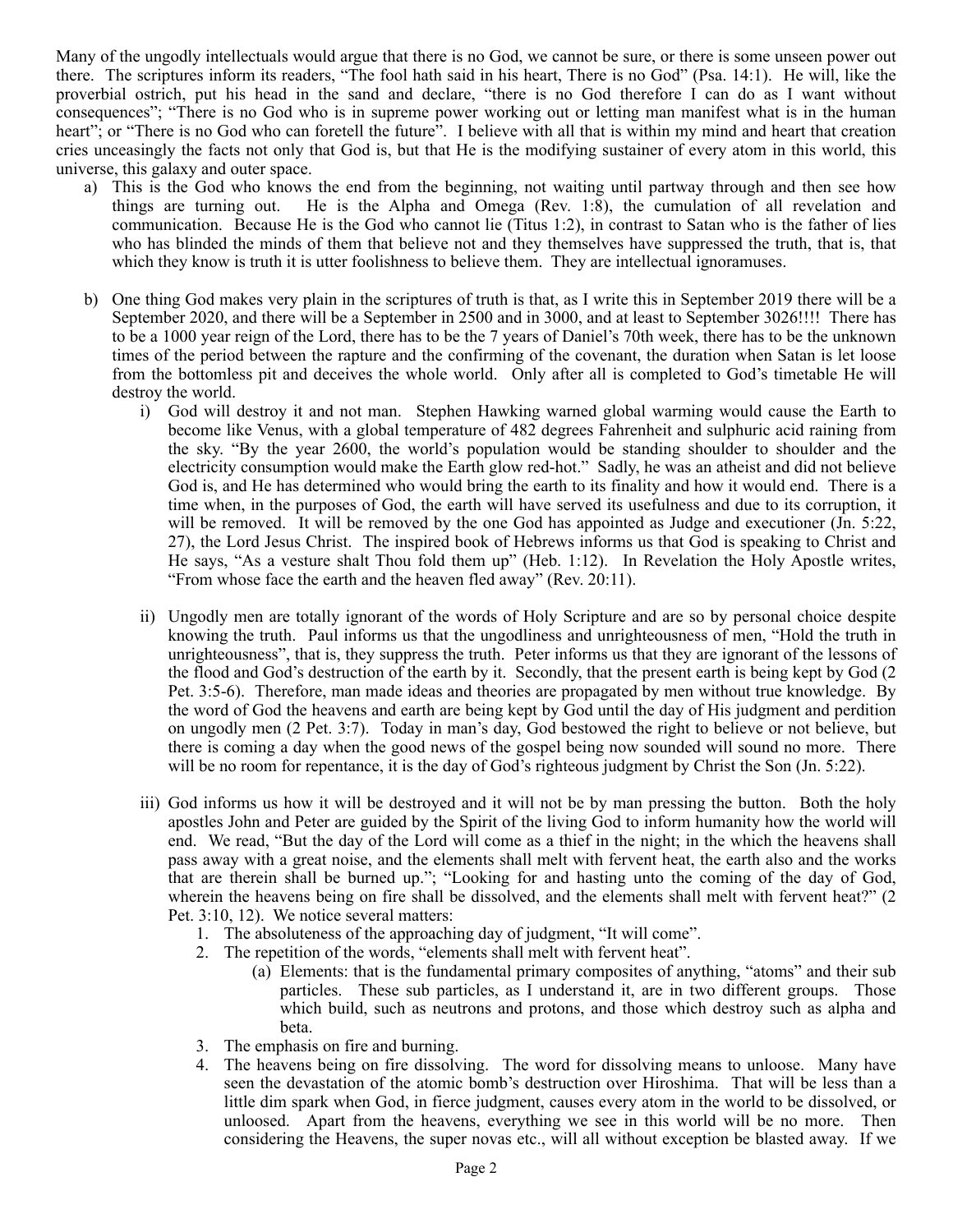Many of the ungodly intellectuals would argue that there is no God, we cannot be sure, or there is some unseen power out there. The scriptures inform its readers, "The fool hath said in his heart, There is no God" (Psa. 14:1). He will, like the proverbial ostrich, put his head in the sand and declare, "there is no God therefore I can do as I want without consequences"; "There is no God who is in supreme power working out or letting man manifest what is in the human heart"; or "There is no God who can foretell the future". I believe with all that is within my mind and heart that creation cries unceasingly the facts not only that God is, but that He is the modifying sustainer of every atom in this world, this universe, this galaxy and outer space.

a) This is the God who knows the end from the beginning, not waiting until partway through and then see how things are turning out. He is the Alpha and Omega (Rev. 1:8), the cumulation of all revelation and communication. Because He is the God who cannot lie (Titus 1:2), in contrast to Satan who is the father of lies who has blinded the minds of them that believe not and they themselves have suppressed the truth, that is, that which they know is truth it is utter foolishness to believe them. They are intellectual ignoramuses.

b) One thing God makes very plain in the scriptures of truth is that, as I write this in September 2019 there will be a September 2020, and there will be a September in 2500 and in 3000, and at least to September 3026!!!! There has to be a 1000 year reign of the Lord, there has to be the 7 years of Daniel's 70th week, there has to be the unknown times of the period between the rapture and the confirming of the covenant, the duration when Satan is let loose from the bottomless pit and deceives the whole world. Only after all is completed to God's timetable He will destroy the world.

   i) God will destroy it and not man. Stephen Hawking warned global warming would cause the Earth to become like Venus, with a global temperature of 482 degrees Fahrenheit and sulphuric acid raining from the sky. "By the year 2600, the world's population would be standing shoulder to shoulder and the electricity consumption would make the Earth glow red-hot." Sadly, he was an atheist and did not believe God is, and He has determined who would bring the earth to its finality and how it would end. There is a time when, in the purposes of God, the earth will have served its usefulness and due to its corruption, it will be removed. It will be removed by the one God has appointed as Judge and executioner (Jn. 5:22, 27), the Lord Jesus Christ. The inspired book of Hebrews informs us that God is speaking to Christ and He says, "As a vesture shalt Thou fold them up" (Heb. 1:12). In Revelation the Holy Apostle writes, "From whose face the earth and the heaven fled away" (Rev. 20:11).

   ii) Ungodly men are totally ignorant of the words of Holy Scripture and are so by personal choice despite knowing the truth. Paul informs us that the ungodliness and unrighteousness of men, "Hold the truth in unrighteousness", that is, they suppress the truth. Peter informs us that they are ignorant of the lessons of the flood and God's destruction of the earth by it. Secondly, that the present earth is being kept by God (2 Pet. 3:5-6). Therefore, man made ideas and theories are propagated by men without true knowledge. By the word of God the heavens and earth are being kept by God until the day of His judgment and perdition on ungodly men (2 Pet. 3:7). Today in man's day, God bestowed the right to believe or not believe, but there is coming a day when the good news of the gospel being now sounded will sound no more. There will be no room for repentance, it is the day of God's righteous judgment by Christ the Son (Jn. 5:22).

   iii) God informs us how it will be destroyed and it will not be by man pressing the button. Both the holy apostles John and Peter are guided by the Spirit of the living God to inform humanity how the world will end. We read, "But the day of the Lord will come as a thief in the night; in the which the heavens shall pass away with a great noise, and the elements shall melt with fervent heat, the earth also and the works that are therein shall be burned up."; "Looking for and hasting unto the coming of the day of God, wherein the heavens being on fire shall be dissolved, and the elements shall melt with fervent heat?" (2 Pet. 3:10, 12). We notice several matters:

      1. The absoluteness of the approaching day of judgment, "It will come".
      2. The repetition of the words, "elements shall melt with fervent heat".
         (a) Elements: that is the fundamental primary composites of anything, "atoms" and their sub particles. These sub particles, as I understand it, are in two different groups. Those which build, such as neutrons and protons, and those which destroy such as alpha and beta.
      3. The emphasis on fire and burning.
      4. The heavens being on fire dissolving. The word for dissolving means to unloose. Many have seen the devastation of the atomic bomb's destruction over Hiroshima. That will be less than a little dim spark when God, in fierce judgment, causes every atom in the world to be dissolved, or unloosed. Apart from the heavens, everything we see in this world will be no more. Then considering the Heavens, the super novas etc., will all without exception be blasted away. If we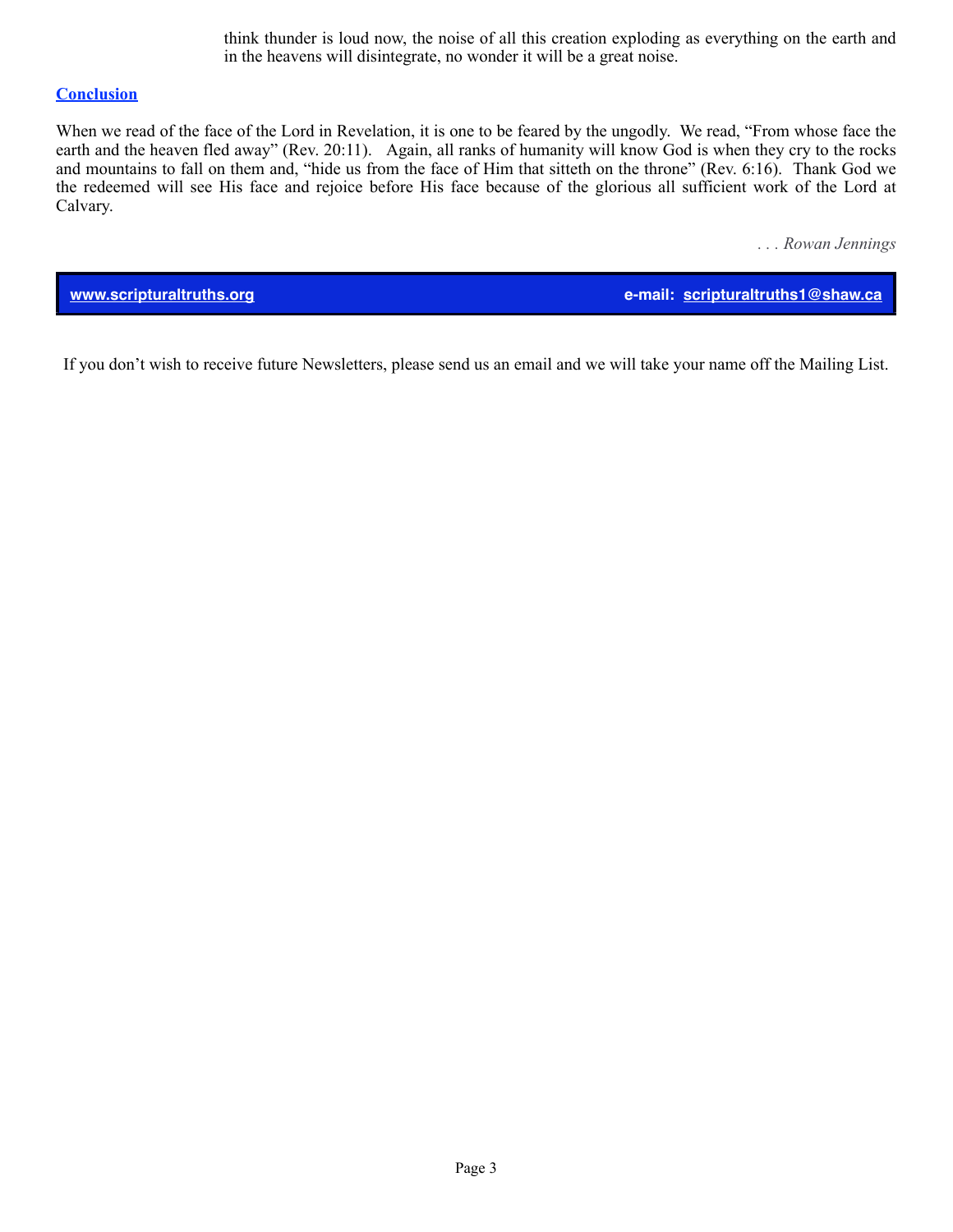think thunder is loud now, the noise of all this creation exploding as everything on the earth and in the heavens will disintegrate, no wonder it will be a great noise.

**Conclusion**

When we read of the face of the Lord in Revelation, it is one to be feared by the ungodly. We read, "From whose face the earth and the heaven fled away" (Rev. 20:11). Again, all ranks of humanity will know God is when they cry to the rocks and mountains to fall on them and, "hide us from the face of Him that sitteth on the throne" (Rev. 6:16). Thank God we the redeemed will see His face and rejoice before His face because of the glorious all sufficient work of the Lord at Calvary.

*. . . Rowan Jennings*

**www.scripturaltruths.org** **e-mail: scripturaltruths1@shaw.ca**

If you don't wish to receive future Newsletters, please send us an email and we will take your name off the Mailing List.